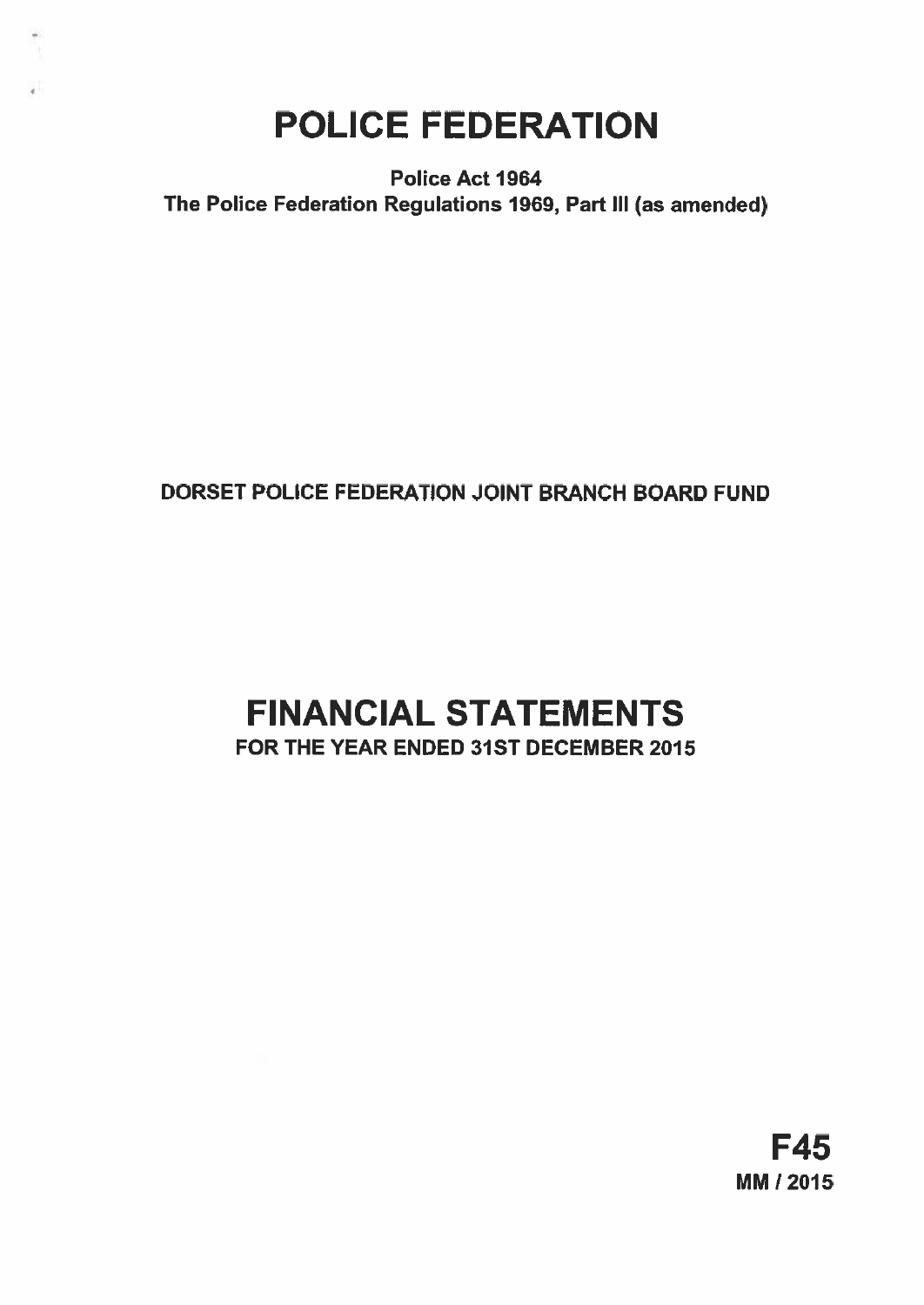# POLICE FEDERATION

**Police Act 1964**
**The Police Federation Regulations 1969, Part III (as amended)**

**DORSET POLICE FEDERATION JOINT BRANCH BOARD FUND**

# FINANCIAL STATEMENTS

**FOR THE YEAR ENDED 31ST DECEMBER 2015**

**F45**
**MM / 2015**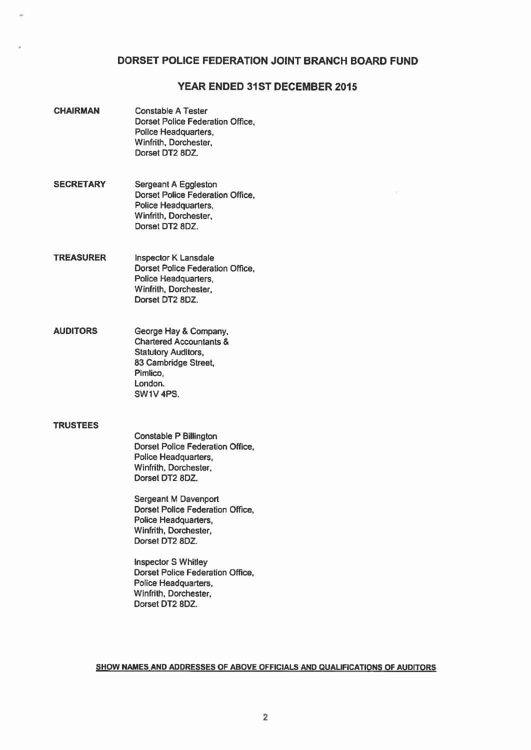# DORSET POLICE FEDERATION JOINT BRANCH BOARD FUND

## YEAR ENDED 31ST DECEMBER 2015

**CHAIRMAN**

Constable A Tester
Dorset Police Federation Office,
Police Headquarters,
Winfrith, Dorchester,
Dorset DT2 8DZ.

**SECRETARY**

Sergeant A Eggleston
Dorset Police Federation Office,
Police Headquarters,
Winfrith, Dorchester,
Dorset DT2 8DZ.

**TREASURER**

Inspector K Lansdale
Dorset Police Federation Office,
Police Headquarters,
Winfrith, Dorchester,
Dorset DT2 8DZ.

**AUDITORS**

George Hay & Company,
Chartered Accountants &
Statutory Auditors,
83 Cambridge Street,
Pimlico,
London.
SW1V 4PS.

**TRUSTEES**

Constable P Billington
Dorset Police Federation Office,
Police Headquarters,
Winfrith, Dorchester,
Dorset DT2 8DZ.

Sergeant M Davenport
Dorset Police Federation Office,
Police Headquarters,
Winfrith, Dorchester,
Dorset DT2 8DZ.

Inspector S Whitley
Dorset Police Federation Office,
Police Headquarters,
Winfrith, Dorchester,
Dorset DT2 8DZ.

**SHOW NAMES AND ADDRESSES OF ABOVE OFFICIALS AND QUALIFICATIONS OF AUDITORS**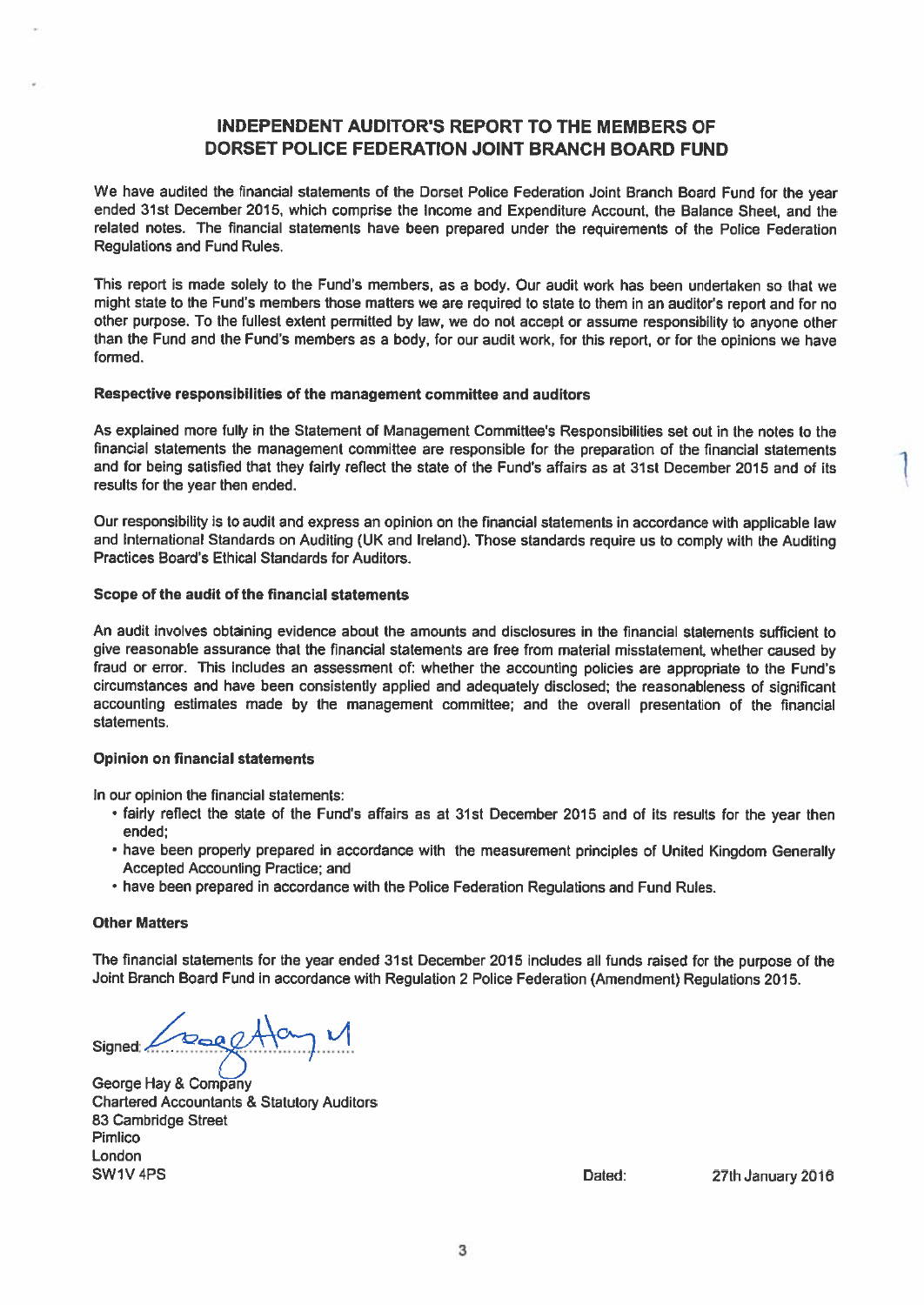## INDEPENDENT AUDITOR'S REPORT TO THE MEMBERS OF DORSET POLICE FEDERATION JOINT BRANCH BOARD FUND

We have audited the financial statements of the Dorset Police Federation Joint Branch Board Fund for the year ended 31st December 2015, which comprise the Income and Expenditure Account, the Balance Sheet, and the related notes. The financial statements have been prepared under the requirements of the Police Federation Regulations and Fund Rules.

This report is made solely to the Fund's members, as a body. Our audit work has been undertaken so that we might state to the Fund's members those matters we are required to state to them in an auditor's report and for no other purpose. To the fullest extent permitted by law, we do not accept or assume responsibility to anyone other than the Fund and the Fund's members as a body, for our audit work, for this report, or for the opinions we have formed.

**Respective responsibilities of the management committee and auditors**

As explained more fully in the Statement of Management Committee's Responsibilities set out in the notes to the financial statements the management committee are responsible for the preparation of the financial statements and for being satisfied that they fairly reflect the state of the Fund's affairs as at 31st December 2015 and of its results for the year then ended.

Our responsibility is to audit and express an opinion on the financial statements in accordance with applicable law and International Standards on Auditing (UK and Ireland). Those standards require us to comply with the Auditing Practices Board's Ethical Standards for Auditors.

**Scope of the audit of the financial statements**

An audit involves obtaining evidence about the amounts and disclosures in the financial statements sufficient to give reasonable assurance that the financial statements are free from material misstatement, whether caused by fraud or error. This includes an assessment of: whether the accounting policies are appropriate to the Fund's circumstances and have been consistently applied and adequately disclosed; the reasonableness of significant accounting estimates made by the management committee; and the overall presentation of the financial statements.

**Opinion on financial statements**

In our opinion the financial statements:

- fairly reflect the state of the Fund's affairs as at 31st December 2015 and of its results for the year then ended;
- have been properly prepared in accordance with the measurement principles of United Kingdom Generally Accepted Accounting Practice; and
- have been prepared in accordance with the Police Federation Regulations and Fund Rules.

**Other Matters**

The financial statements for the year ended 31st December 2015 includes all funds raised for the purpose of the Joint Branch Board Fund in accordance with Regulation 2 Police Federation (Amendment) Regulations 2015.

Signed: 

George Hay & Company
Chartered Accountants & Statutory Auditors
83 Cambridge Street
Pimlico
London
SW1V 4PS

Dated: 27th January 2016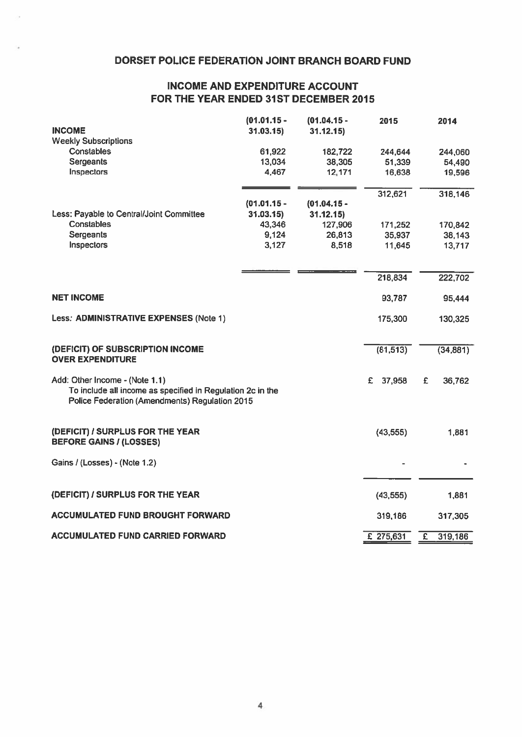# DORSET POLICE FEDERATION JOINT BRANCH BOARD FUND

## INCOME AND EXPENDITURE ACCOUNT FOR THE YEAR ENDED 31ST DECEMBER 2015

| INCOME | (01.01.15 - 31.03.15) | (01.04.15 - 31.12.15) | 2015 | 2014 |
|---|---|---|---|---|
| Weekly Subscriptions | | | | |
| Constables | 61,922 | 182,722 | 244,644 | 244,060 |
| Sergeants | 13,034 | 38,305 | 51,339 | 54,490 |
| Inspectors | 4,467 | 12,171 | 16,638 | 19,596 |
| | | | 312,621 | 318,146 |
| Less: Payable to Central/Joint Committee | (01.01.15 - 31.03.15) | (01.04.15 - 31.12.15) | | |
| Constables | 43,346 | 127,906 | 171,252 | 170,842 |
| Sergeants | 9,124 | 26,813 | 35,937 | 38,143 |
| Inspectors | 3,127 | 8,518 | 11,645 | 13,717 |
| | | | 218,834 | 222,702 |
| **NET INCOME** | | | 93,787 | 95,444 |
| Less: **ADMINISTRATIVE EXPENSES** (Note 1) | | | 175,300 | 130,325 |
| **(DEFICIT) OF SUBSCRIPTION INCOME OVER EXPENDITURE** | | | (81,513) | (34,881) |
| Add: Other Income - (Note 1.1) To include all income as specified in Regulation 2c in the Police Federation (Amendments) Regulation 2015 | | | £ 37,958 | £ 36,762 |
| **(DEFICIT) / SURPLUS FOR THE YEAR BEFORE GAINS / (LOSSES)** | | | (43,555) | 1,881 |
| Gains / (Losses) - (Note 1.2) | | | - | - |
| **(DEFICIT) / SURPLUS FOR THE YEAR** | | | (43,555) | 1,881 |
| **ACCUMULATED FUND BROUGHT FORWARD** | | | 319,186 | 317,305 |
| **ACCUMULATED FUND CARRIED FORWARD** | | | £ 275,631 | £ 319,186 |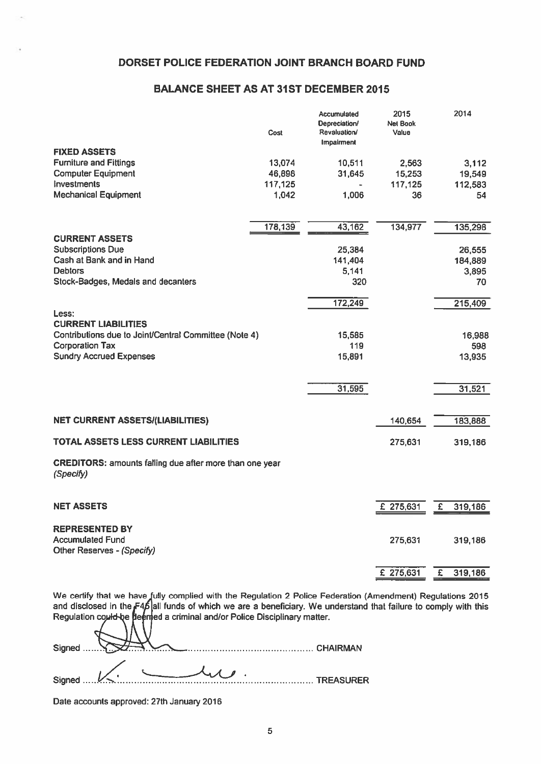# DORSET POLICE FEDERATION JOINT BRANCH BOARD FUND

## BALANCE SHEET AS AT 31ST DECEMBER 2015

| | Cost | Accumulated Depreciation/ Revaluation/ Impairment | 2015 Net Book Value | 2014 |
|---|---|---|---|---|
| **FIXED ASSETS** | | | | |
| Furniture and Fittings | 13,074 | 10,511 | 2,563 | 3,112 |
| Computer Equipment | 46,898 | 31,645 | 15,253 | 19,549 |
| Investments | 117,125 | - | 117,125 | 112,583 |
| Mechanical Equipment | 1,042 | 1,006 | 36 | 54 |
| | 178,139 | 43,162 | 134,977 | 135,298 |
| **CURRENT ASSETS** | | | | |
| Subscriptions Due | | 25,384 | | 26,555 |
| Cash at Bank and in Hand | | 141,404 | | 184,889 |
| Debtors | | 5,141 | | 3,895 |
| Stock-Badges, Medals and decanters | | 320 | | 70 |
| | | 172,249 | | 215,409 |
| Less: | | | | |
| **CURRENT LIABILITIES** | | | | |
| Contributions due to Joint/Central Committee (Note 4) | | 15,585 | | 16,988 |
| Corporation Tax | | 119 | | 598 |
| Sundry Accrued Expenses | | 15,891 | | 13,935 |
| | | 31,595 | | 31,521 |
| **NET CURRENT ASSETS/(LIABILITIES)** | | | 140,654 | 183,888 |
| **TOTAL ASSETS LESS CURRENT LIABILITIES** | | | 275,631 | 319,186 |
| **CREDITORS:** amounts falling due after more than one year *(Specify)* | | | | |
| **NET ASSETS** | | | £ 275,631 | £ 319,186 |
| **REPRESENTED BY** | | | | |
| Accumulated Fund | | | 275,631 | 319,186 |
| Other Reserves - *(Specify)* | | | | |
| | | | £ 275,631 | £ 319,186 |

We certify that we have fully complied with the Regulation 2 Police Federation (Amendment) Regulations 2015 and disclosed in the F45 all funds of which we are a beneficiary. We understand that failure to comply with this Regulation could be deemed a criminal and/or Police Disciplinary matter.

Signed .............................................................. CHAIRMAN

Signed .............................................................. TREASURER

Date accounts approved: 27th January 2016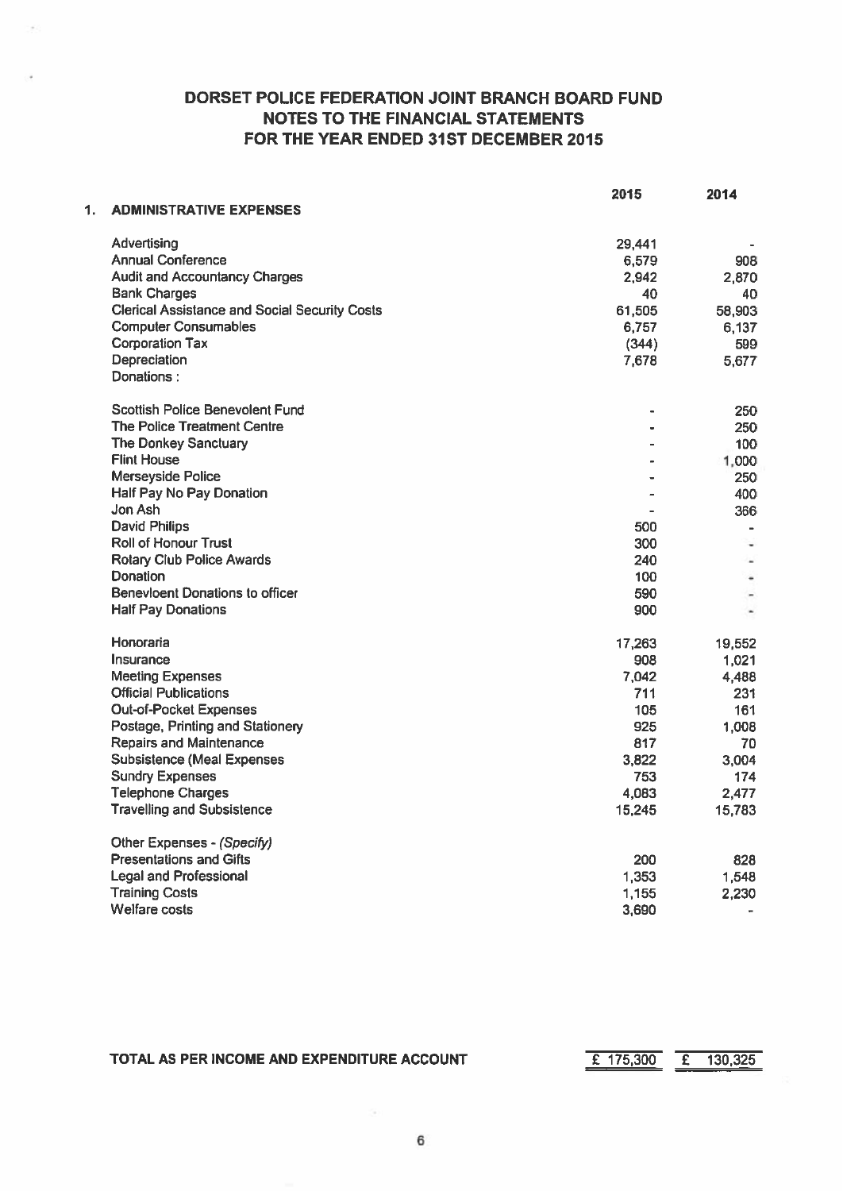# DORSET POLICE FEDERATION JOINT BRANCH BOARD FUND
## NOTES TO THE FINANCIAL STATEMENTS
## FOR THE YEAR ENDED 31ST DECEMBER 2015

| | 2015 | 2014 |
|---|---|---|
| **1. ADMINISTRATIVE EXPENSES** | | |
| Advertising | 29,441 | - |
| Annual Conference | 6,579 | 908 |
| Audit and Accountancy Charges | 2,942 | 2,870 |
| Bank Charges | 40 | 40 |
| Clerical Assistance and Social Security Costs | 61,505 | 58,903 |
| Computer Consumables | 6,757 | 6,137 |
| Corporation Tax | (344) | 599 |
| Depreciation | 7,678 | 5,677 |
| Donations : | | |
| Scottish Police Benevolent Fund | - | 250 |
| The Police Treatment Centre | - | 250 |
| The Donkey Sanctuary | - | 100 |
| Flint House | - | 1,000 |
| Merseyside Police | - | 250 |
| Half Pay No Pay Donation | - | 400 |
| Jon Ash | - | 366 |
| David Philips | 500 | - |
| Roll of Honour Trust | 300 | - |
| Rotary Club Police Awards | 240 | - |
| Donation | 100 | - |
| Benevloent Donations to officer | 590 | - |
| Half Pay Donations | 900 | - |
| Honoraria | 17,263 | 19,552 |
| Insurance | 908 | 1,021 |
| Meeting Expenses | 7,042 | 4,488 |
| Official Publications | 711 | 231 |
| Out-of-Pocket Expenses | 105 | 161 |
| Postage, Printing and Stationery | 925 | 1,008 |
| Repairs and Maintenance | 817 | 70 |
| Subsistence (Meal Expenses | 3,822 | 3,004 |
| Sundry Expenses | 753 | 174 |
| Telephone Charges | 4,083 | 2,477 |
| Travelling and Subsistence | 15,245 | 15,783 |
| Other Expenses - *(Specify)* | | |
| Presentations and Gifts | 200 | 828 |
| Legal and Professional | 1,353 | 1,548 |
| Training Costs | 1,155 | 2,230 |
| Welfare costs | 3,690 | - |
| **TOTAL AS PER INCOME AND EXPENDITURE ACCOUNT** | £ 175,300 | £ 130,325 |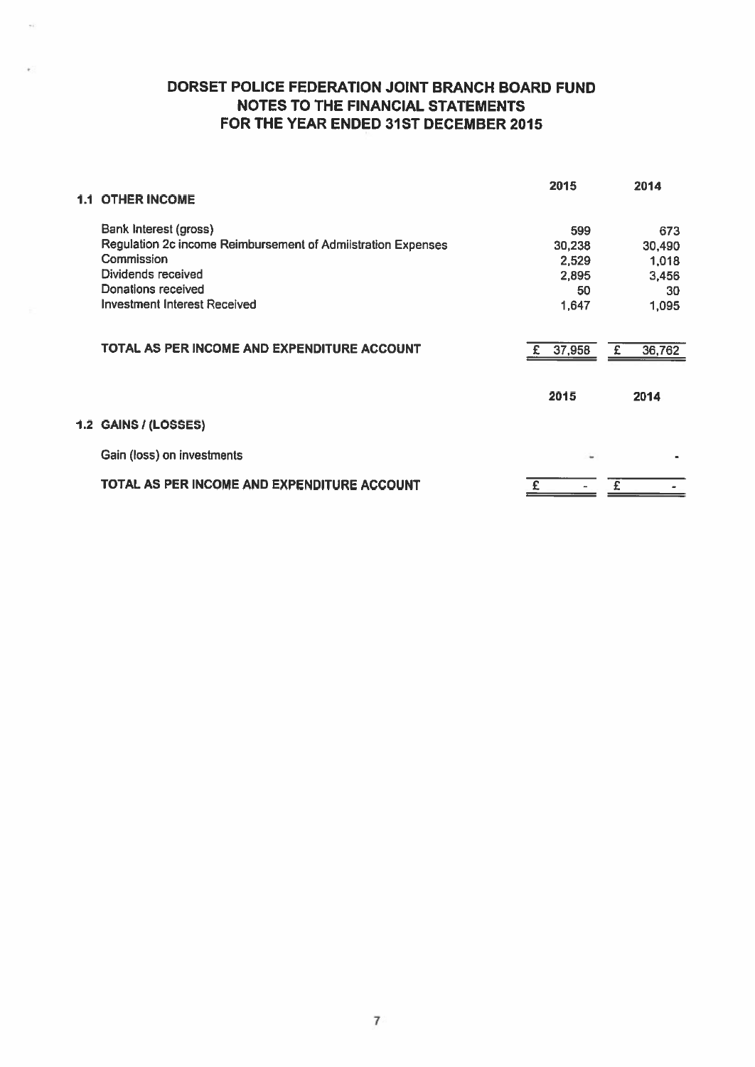# DORSET POLICE FEDERATION JOINT BRANCH BOARD FUND
## NOTES TO THE FINANCIAL STATEMENTS
## FOR THE YEAR ENDED 31ST DECEMBER 2015

| | 2015 | 2014 |
|---|---|---|
| **1.1 OTHER INCOME** | | |
| Bank Interest (gross) | 599 | 673 |
| Regulation 2c income Reimbursement of Admilistration Expenses | 30,238 | 30,490 |
| Commission | 2,529 | 1,018 |
| Dividends received | 2,895 | 3,456 |
| Donations received | 50 | 30 |
| Investment Interest Received | 1,647 | 1,095 |
| **TOTAL AS PER INCOME AND EXPENDITURE ACCOUNT** | £ 37,958 | £ 36,762 |

| | 2015 | 2014 |
|---|---|---|
| **1.2 GAINS / (LOSSES)** | | |
| Gain (loss) on investments | - | - |
| **TOTAL AS PER INCOME AND EXPENDITURE ACCOUNT** | £ - | £ - |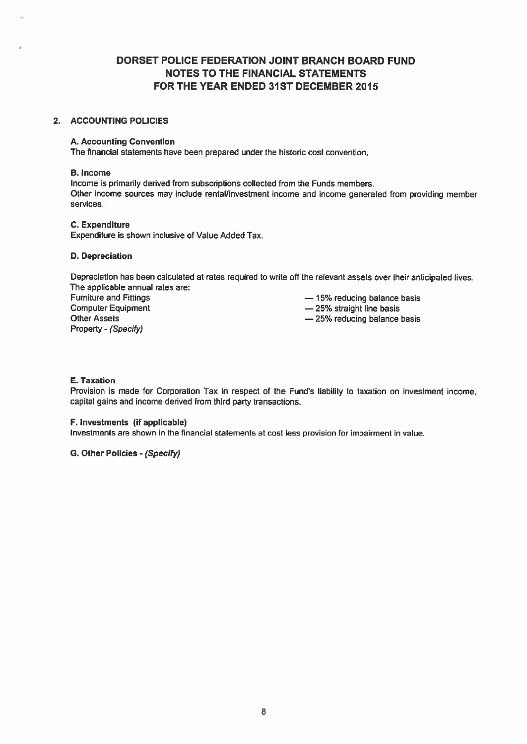# DORSET POLICE FEDERATION JOINT BRANCH BOARD FUND
# NOTES TO THE FINANCIAL STATEMENTS
# FOR THE YEAR ENDED 31ST DECEMBER 2015

## 2. ACCOUNTING POLICIES

### A. Accounting Convention

The financial statements have been prepared under the historic cost convention.

### B. Income

Income is primarily derived from subscriptions collected from the Funds members.
Other income sources may include rental/investment income and income generated from providing member services.

### C. Expenditure

Expenditure is shown inclusive of Value Added Tax.

### D. Depreciation

Depreciation has been calculated at rates required to write off the relevant assets over their anticipated lives.
The applicable annual rates are:

| | |
|---|---|
| Furniture and Fittings | — 15% reducing balance basis |
| Computer Equipment | — 25% straight line basis |
| Other Assets | — 25% reducing balance basis |
| Property - *(Specify)* | |

### E. Taxation

Provision is made for Corporation Tax in respect of the Fund's liability to taxation on investment income, capital gains and income derived from third party transactions.

### F. Investments (if applicable)

Investments are shown in the financial statements at cost less provision for impairment in value.

### G. Other Policies - *(Specify)*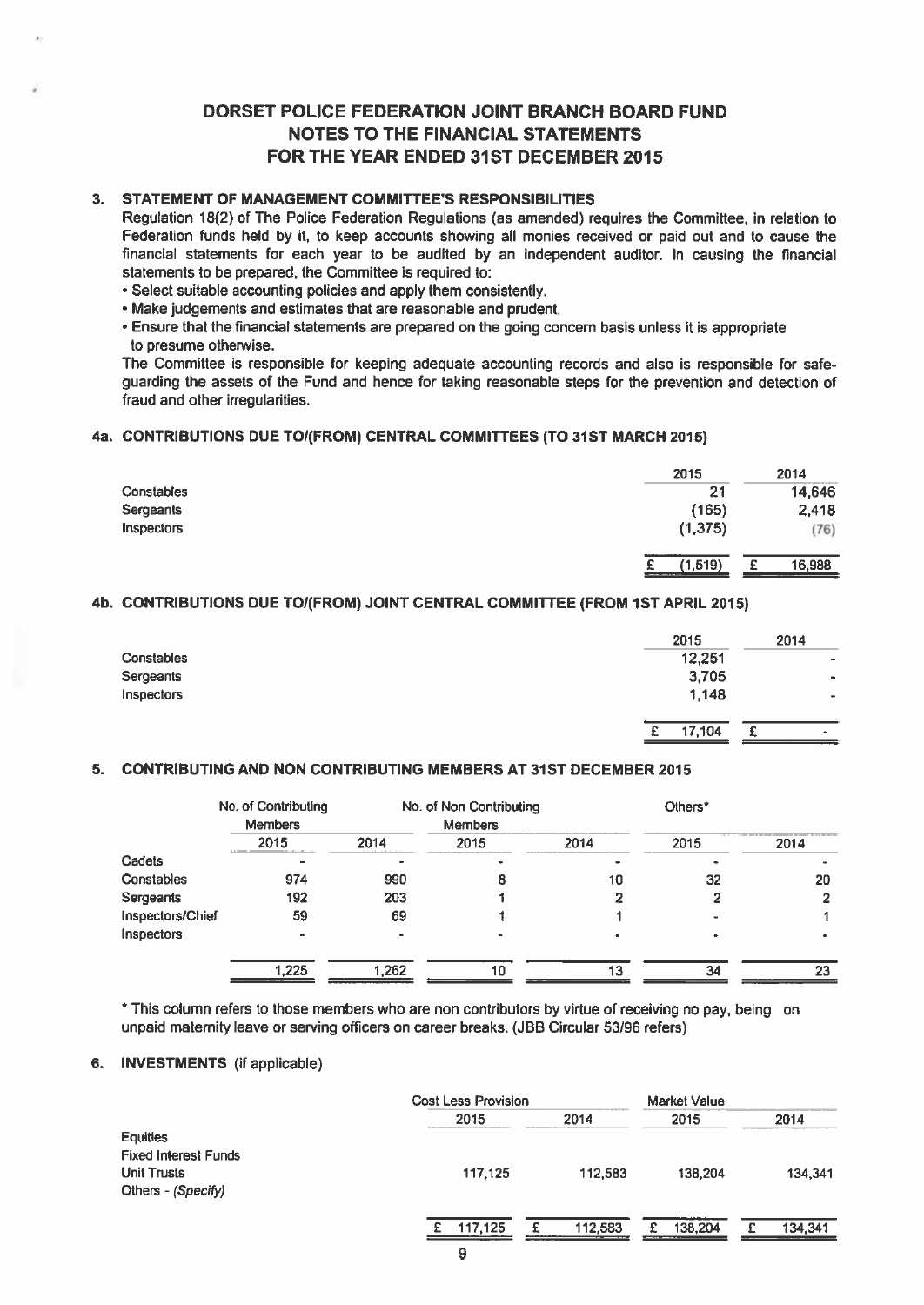# DORSET POLICE FEDERATION JOINT BRANCH BOARD FUND
# NOTES TO THE FINANCIAL STATEMENTS
# FOR THE YEAR ENDED 31ST DECEMBER 2015

## 3. STATEMENT OF MANAGEMENT COMMITTEE'S RESPONSIBILITIES

Regulation 18(2) of The Police Federation Regulations (as amended) requires the Committee, in relation to Federation funds held by it, to keep accounts showing all monies received or paid out and to cause the financial statements for each year to be audited by an independent auditor. In causing the financial statements to be prepared, the Committee is required to:

- Select suitable accounting policies and apply them consistently.
- Make judgements and estimates that are reasonable and prudent.
- Ensure that the financial statements are prepared on the going concern basis unless it is appropriate to presume otherwise.

The Committee is responsible for keeping adequate accounting records and also is responsible for safe-guarding the assets of the Fund and hence for taking reasonable steps for the prevention and detection of fraud and other irregularities.

## 4a. CONTRIBUTIONS DUE TO/(FROM) CENTRAL COMMITTEES (TO 31ST MARCH 2015)

| | 2015 | 2014 |
|---|---|---|
| Constables | 21 | 14,646 |
| Sergeants | (165) | 2,418 |
| Inspectors | (1,375) | (76) |
| | £ (1,519) | £ 16,988 |

## 4b. CONTRIBUTIONS DUE TO/(FROM) JOINT CENTRAL COMMITTEE (FROM 1ST APRIL 2015)

| | 2015 | 2014 |
|---|---|---|
| Constables | 12,251 | - |
| Sergeants | 3,705 | - |
| Inspectors | 1,148 | - |
| | £ 17,104 | £ - |

## 5. CONTRIBUTING AND NON CONTRIBUTING MEMBERS AT 31ST DECEMBER 2015

| | No. of Contributing Members | | No. of Non Contributing Members | | Others* | |
|---|---|---|---|---|---|---|
| | 2015 | 2014 | 2015 | 2014 | 2015 | 2014 |
| Cadets | - | - | - | - | - | - |
| Constables | 974 | 990 | 8 | 10 | 32 | 20 |
| Sergeants | 192 | 203 | 1 | 2 | 2 | 2 |
| Inspectors/Chief | 59 | 69 | 1 | 1 | - | 1 |
| Inspectors | - | - | - | - | - | - |
| | 1,225 | 1,262 | 10 | 13 | 34 | 23 |

\* This column refers to those members who are non contributors by virtue of receiving no pay, being on unpaid maternity leave or serving officers on career breaks. (JBB Circular 53/96 refers)

## 6. INVESTMENTS (if applicable)

| | Cost Less Provision | | Market Value | |
|---|---|---|---|---|
| | 2015 | 2014 | 2015 | 2014 |
| Equities | | | | |
| Fixed Interest Funds | | | | |
| Unit Trusts | 117,125 | 112,583 | 138,204 | 134,341 |
| Others - *(Specify)* | | | | |
| | £ 117,125 | £ 112,583 | £ 138,204 | £ 134,341 |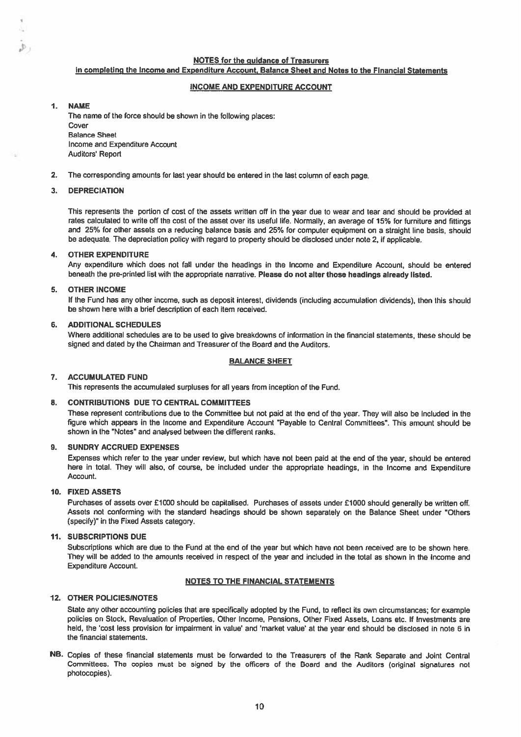## NOTES for the guidance of Treasurers
## in completing the Income and Expenditure Account, Balance Sheet and Notes to the Financial Statements

### INCOME AND EXPENDITURE ACCOUNT

**1. NAME**

The name of the force should be shown in the following places:
Cover
Balance Sheet
Income and Expenditure Account
Auditors' Report

**2.** The corresponding amounts for last year should be entered in the last column of each page.

**3. DEPRECIATION**

This represents the portion of cost of the assets written off in the year due to wear and tear and should be provided at rates calculated to write off the cost of the asset over its useful life. Normally, an average of 15% for furniture and fittings and 25% for other assets on a reducing balance basis and 25% for computer equipment on a straight line basis, should be adequate. The depreciation policy with regard to property should be disclosed under note 2, if applicable.

**4. OTHER EXPENDITURE**

Any expenditure which does not fall under the headings in the Income and Expenditure Account, should be entered beneath the pre-printed list with the appropriate narrative. **Please do not alter those headings already listed.**

**5. OTHER INCOME**

If the Fund has any other income, such as deposit interest, dividends (including accumulation dividends), then this should be shown here with a brief description of each item received.

**6. ADDITIONAL SCHEDULES**

Where additional schedules are to be used to give breakdowns of information in the financial statements, these should be signed and dated by the Chairman and Treasurer of the Board and the Auditors.

### BALANCE SHEET

**7. ACCUMULATED FUND**

This represents the accumulated surpluses for all years from inception of the Fund.

**8. CONTRIBUTIONS DUE TO CENTRAL COMMITTEES**

These represent contributions due to the Committee but not paid at the end of the year. They will also be included in the figure which appears in the Income and Expenditure Account "Payable to Central Committees". This amount should be shown in the "Notes" and analysed between the different ranks.

**9. SUNDRY ACCRUED EXPENSES**

Expenses which refer to the year under review, but which have not been paid at the end of the year, should be entered here in total. They will also, of course, be included under the appropriate headings, in the Income and Expenditure Account.

**10. FIXED ASSETS**

Purchases of assets over £1000 should be capitalised. Purchases of assets under £1000 should generally be written off. Assets not conforming with the standard headings should be shown separately on the Balance Sheet under "Others (specify)" in the Fixed Assets category.

**11. SUBSCRIPTIONS DUE**

Subscriptions which are due to the Fund at the end of the year but which have not been received are to be shown here. They will be added to the amounts received in respect of the year and included in the total as shown in the Income and Expenditure Account.

### NOTES TO THE FINANCIAL STATEMENTS

**12. OTHER POLICIES/NOTES**

State any other accounting policies that are specifically adopted by the Fund, to reflect its own circumstances; for example policies on Stock, Revaluation of Properties, Other Income, Pensions, Other Fixed Assets, Loans etc. If Investments are held, the 'cost less provision for impairment in value' and 'market value' at the year end should be disclosed in note 6 in the financial statements.

**NB.** Copies of these financial statements must be forwarded to the Treasurers of the Rank Separate and Joint Central Committees. The copies must be signed by the officers of the Board and the Auditors (original signatures not photocopies).